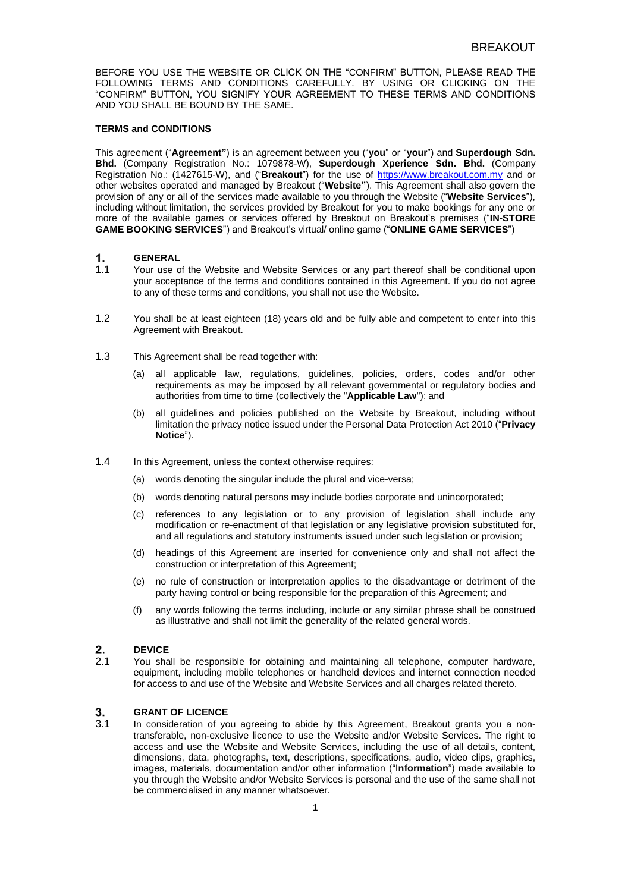BEFORE YOU USE THE WEBSITE OR CLICK ON THE "CONFIRM" BUTTON, PLEASE READ THE FOLLOWING TERMS AND CONDITIONS CAREFULLY. BY USING OR CLICKING ON THE "CONFIRM" BUTTON, YOU SIGNIFY YOUR AGREEMENT TO THESE TERMS AND CONDITIONS AND YOU SHALL BE BOUND BY THE SAME.

**TERMS and CONDITIONS**

This agreement ("**Agreement"**) is an agreement between you ("**you**" or "**your**") and **Superdough Sdn. Bhd.** (Company Registration No.: 1079878-W), **Superdough Xperience Sdn. Bhd.** (Company Registration No.: (1427615-W), and ("**Breakout**") for the use of https://www.breakout.com.my and or other websites operated and managed by Breakout ("**Website"**). This Agreement shall also govern the provision of any or all of the services made available to you through the Website ("**Website Services**"), including without limitation, the services provided by Breakout for you to make bookings for any one or more of the available games or services offered by Breakout on Breakout's premises ("**IN-STORE GAME BOOKING SERVICES**") and Breakout's virtual/ online game ("**ONLINE GAME SERVICES**")

## 1. GENERAL

1.1 Your use of the Website and Website Services or any part thereof shall be conditional upon your acceptance of the terms and conditions contained in this Agreement. If you do not agree to any of these terms and conditions, you shall not use the Website.

1.2 You shall be at least eighteen (18) years old and be fully able and competent to enter into this Agreement with Breakout.

1.3 This Agreement shall be read together with:

(a) all applicable law, regulations, guidelines, policies, orders, codes and/or other requirements as may be imposed by all relevant governmental or regulatory bodies and authorities from time to time (collectively the "**Applicable Law**"); and

(b) all guidelines and policies published on the Website by Breakout, including without limitation the privacy notice issued under the Personal Data Protection Act 2010 ("**Privacy Notice**").

1.4 In this Agreement, unless the context otherwise requires:

(a) words denoting the singular include the plural and vice-versa;

(b) words denoting natural persons may include bodies corporate and unincorporated;

(c) references to any legislation or to any provision of legislation shall include any modification or re-enactment of that legislation or any legislative provision substituted for, and all regulations and statutory instruments issued under such legislation or provision;

(d) headings of this Agreement are inserted for convenience only and shall not affect the construction or interpretation of this Agreement;

(e) no rule of construction or interpretation applies to the disadvantage or detriment of the party having control or being responsible for the preparation of this Agreement; and

(f) any words following the terms including, include or any similar phrase shall be construed as illustrative and shall not limit the generality of the related general words.

## 2. DEVICE

2.1 You shall be responsible for obtaining and maintaining all telephone, computer hardware, equipment, including mobile telephones or handheld devices and internet connection needed for access to and use of the Website and Website Services and all charges related thereto.

## 3. GRANT OF LICENCE

3.1 In consideration of you agreeing to abide by this Agreement, Breakout grants you a non-transferable, non-exclusive licence to use the Website and/or Website Services. The right to access and use the Website and Website Services, including the use of all details, content, dimensions, data, photographs, text, descriptions, specifications, audio, video clips, graphics, images, materials, documentation and/or other information ("I**nformation**") made available to you through the Website and/or Website Services is personal and the use of the same shall not be commercialised in any manner whatsoever.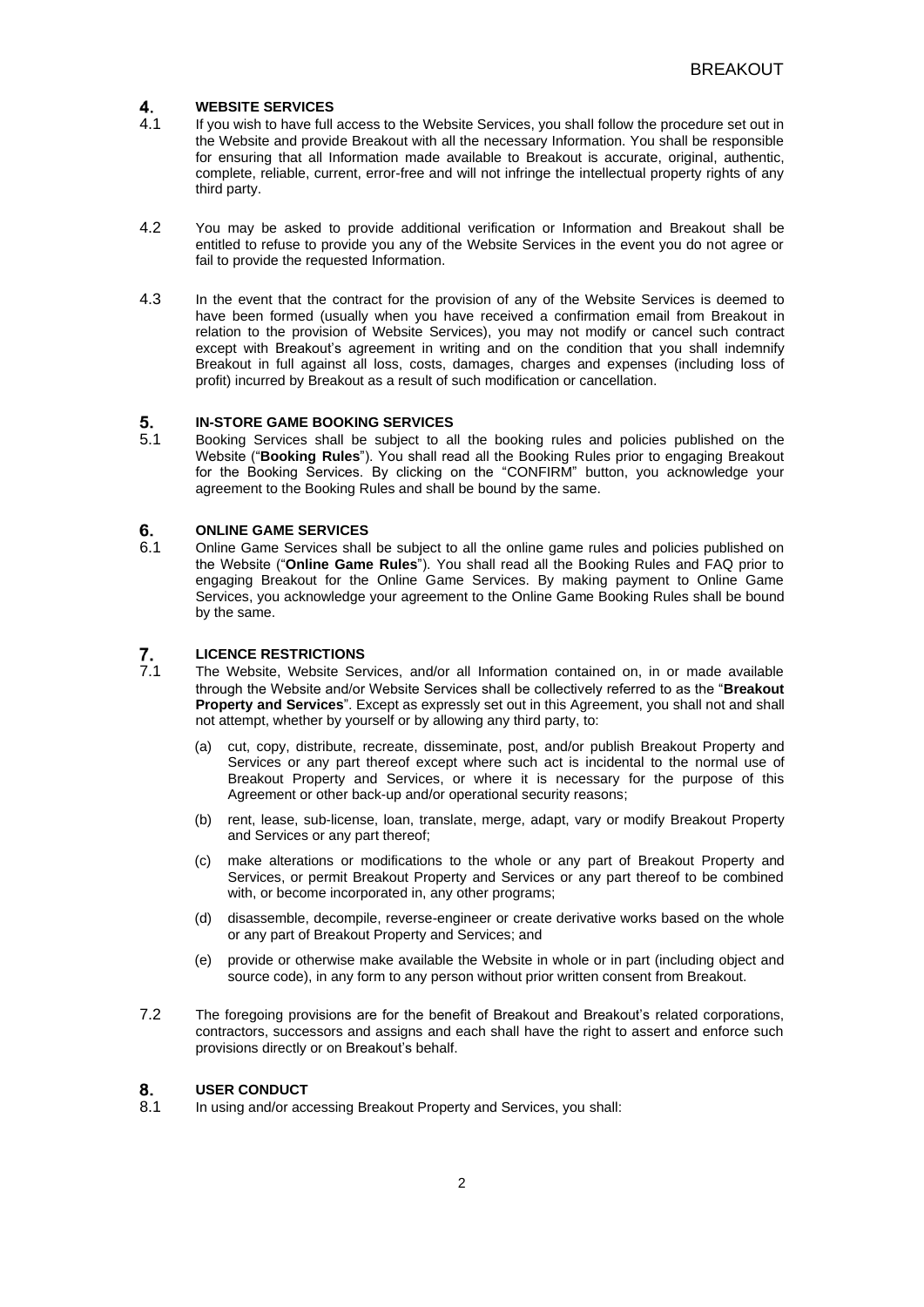## 4. WEBSITE SERVICES

4.1 If you wish to have full access to the Website Services, you shall follow the procedure set out in the Website and provide Breakout with all the necessary Information. You shall be responsible for ensuring that all Information made available to Breakout is accurate, original, authentic, complete, reliable, current, error-free and will not infringe the intellectual property rights of any third party.

4.2 You may be asked to provide additional verification or Information and Breakout shall be entitled to refuse to provide you any of the Website Services in the event you do not agree or fail to provide the requested Information.

4.3 In the event that the contract for the provision of any of the Website Services is deemed to have been formed (usually when you have received a confirmation email from Breakout in relation to the provision of Website Services), you may not modify or cancel such contract except with Breakout's agreement in writing and on the condition that you shall indemnify Breakout in full against all loss, costs, damages, charges and expenses (including loss of profit) incurred by Breakout as a result of such modification or cancellation.

## 5. IN-STORE GAME BOOKING SERVICES

5.1 Booking Services shall be subject to all the booking rules and policies published on the Website ("**Booking Rules**"). You shall read all the Booking Rules prior to engaging Breakout for the Booking Services. By clicking on the "CONFIRM" button, you acknowledge your agreement to the Booking Rules and shall be bound by the same.

## 6. ONLINE GAME SERVICES

6.1 Online Game Services shall be subject to all the online game rules and policies published on the Website ("**Online Game Rules**"). You shall read all the Booking Rules and FAQ prior to engaging Breakout for the Online Game Services. By making payment to Online Game Services, you acknowledge your agreement to the Online Game Booking Rules shall be bound by the same.

## 7. LICENCE RESTRICTIONS

7.1 The Website, Website Services, and/or all Information contained on, in or made available through the Website and/or Website Services shall be collectively referred to as the "**Breakout Property and Services**". Except as expressly set out in this Agreement, you shall not and shall not attempt, whether by yourself or by allowing any third party, to:

(a) cut, copy, distribute, recreate, disseminate, post, and/or publish Breakout Property and Services or any part thereof except where such act is incidental to the normal use of Breakout Property and Services, or where it is necessary for the purpose of this Agreement or other back-up and/or operational security reasons;

(b) rent, lease, sub-license, loan, translate, merge, adapt, vary or modify Breakout Property and Services or any part thereof;

(c) make alterations or modifications to the whole or any part of Breakout Property and Services, or permit Breakout Property and Services or any part thereof to be combined with, or become incorporated in, any other programs;

(d) disassemble, decompile, reverse-engineer or create derivative works based on the whole or any part of Breakout Property and Services; and

(e) provide or otherwise make available the Website in whole or in part (including object and source code), in any form to any person without prior written consent from Breakout.

7.2 The foregoing provisions are for the benefit of Breakout and Breakout's related corporations, contractors, successors and assigns and each shall have the right to assert and enforce such provisions directly or on Breakout's behalf.

## 8. USER CONDUCT

8.1 In using and/or accessing Breakout Property and Services, you shall: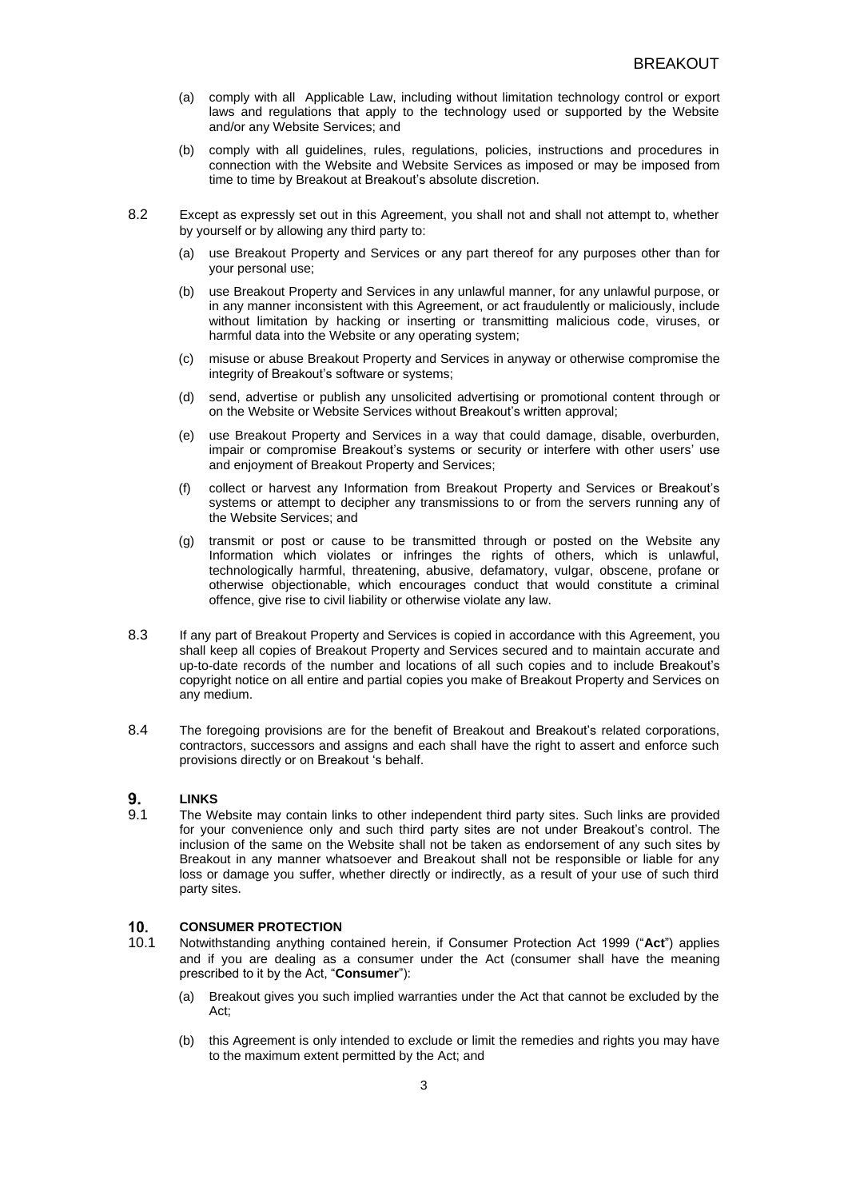(a) comply with all Applicable Law, including without limitation technology control or export laws and regulations that apply to the technology used or supported by the Website and/or any Website Services; and

(b) comply with all guidelines, rules, regulations, policies, instructions and procedures in connection with the Website and Website Services as imposed or may be imposed from time to time by Breakout at Breakout's absolute discretion.

8.2 Except as expressly set out in this Agreement, you shall not and shall not attempt to, whether by yourself or by allowing any third party to:

(a) use Breakout Property and Services or any part thereof for any purposes other than for your personal use;

(b) use Breakout Property and Services in any unlawful manner, for any unlawful purpose, or in any manner inconsistent with this Agreement, or act fraudulently or maliciously, include without limitation by hacking or inserting or transmitting malicious code, viruses, or harmful data into the Website or any operating system;

(c) misuse or abuse Breakout Property and Services in anyway or otherwise compromise the integrity of Breakout's software or systems;

(d) send, advertise or publish any unsolicited advertising or promotional content through or on the Website or Website Services without Breakout's written approval;

(e) use Breakout Property and Services in a way that could damage, disable, overburden, impair or compromise Breakout's systems or security or interfere with other users' use and enjoyment of Breakout Property and Services;

(f) collect or harvest any Information from Breakout Property and Services or Breakout's systems or attempt to decipher any transmissions to or from the servers running any of the Website Services; and

(g) transmit or post or cause to be transmitted through or posted on the Website any Information which violates or infringes the rights of others, which is unlawful, technologically harmful, threatening, abusive, defamatory, vulgar, obscene, profane or otherwise objectionable, which encourages conduct that would constitute a criminal offence, give rise to civil liability or otherwise violate any law.

8.3 If any part of Breakout Property and Services is copied in accordance with this Agreement, you shall keep all copies of Breakout Property and Services secured and to maintain accurate and up-to-date records of the number and locations of all such copies and to include Breakout's copyright notice on all entire and partial copies you make of Breakout Property and Services on any medium.

8.4 The foregoing provisions are for the benefit of Breakout and Breakout's related corporations, contractors, successors and assigns and each shall have the right to assert and enforce such provisions directly or on Breakout 's behalf.

## 9. LINKS

9.1 The Website may contain links to other independent third party sites. Such links are provided for your convenience only and such third party sites are not under Breakout's control. The inclusion of the same on the Website shall not be taken as endorsement of any such sites by Breakout in any manner whatsoever and Breakout shall not be responsible or liable for any loss or damage you suffer, whether directly or indirectly, as a result of your use of such third party sites.

## 10. CONSUMER PROTECTION

10.1 Notwithstanding anything contained herein, if Consumer Protection Act 1999 ("**Act**") applies and if you are dealing as a consumer under the Act (consumer shall have the meaning prescribed to it by the Act, "**Consumer**"):

(a) Breakout gives you such implied warranties under the Act that cannot be excluded by the Act;

(b) this Agreement is only intended to exclude or limit the remedies and rights you may have to the maximum extent permitted by the Act; and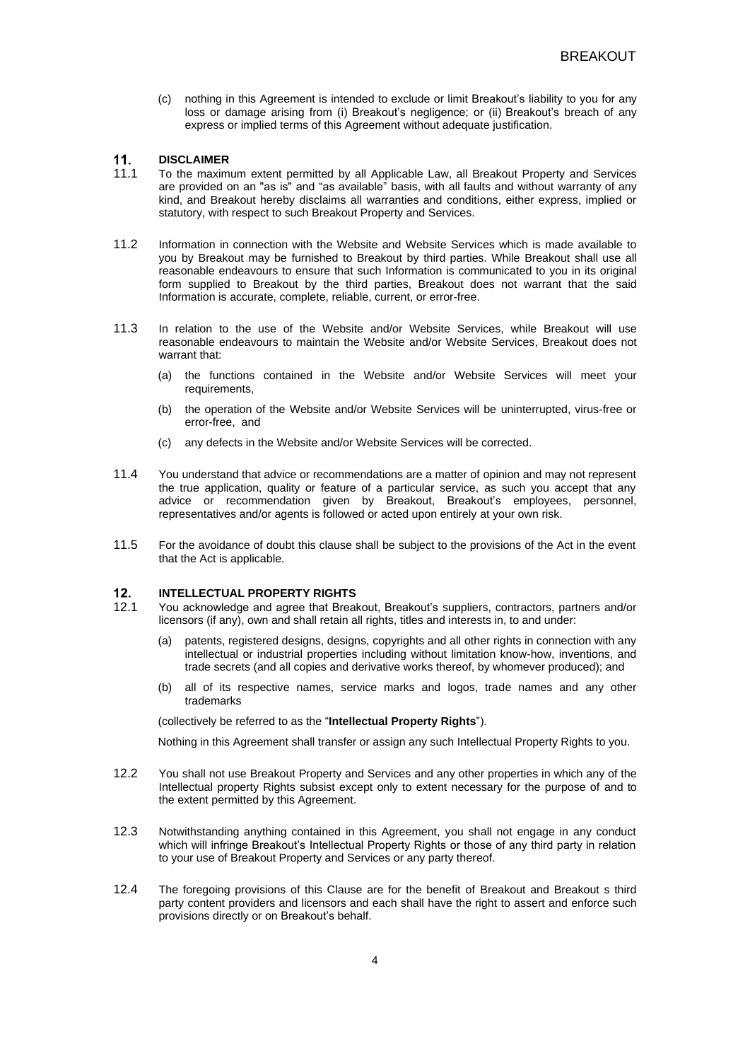(c) nothing in this Agreement is intended to exclude or limit Breakout's liability to you for any loss or damage arising from (i) Breakout's negligence; or (ii) Breakout's breach of any express or implied terms of this Agreement without adequate justification.

## 11. DISCLAIMER

11.1 To the maximum extent permitted by all Applicable Law, all Breakout Property and Services are provided on an "as is" and "as available" basis, with all faults and without warranty of any kind, and Breakout hereby disclaims all warranties and conditions, either express, implied or statutory, with respect to such Breakout Property and Services.

11.2 Information in connection with the Website and Website Services which is made available to you by Breakout may be furnished to Breakout by third parties. While Breakout shall use all reasonable endeavours to ensure that such Information is communicated to you in its original form supplied to Breakout by the third parties, Breakout does not warrant that the said Information is accurate, complete, reliable, current, or error-free.

11.3 In relation to the use of the Website and/or Website Services, while Breakout will use reasonable endeavours to maintain the Website and/or Website Services, Breakout does not warrant that:

(a) the functions contained in the Website and/or Website Services will meet your requirements,

(b) the operation of the Website and/or Website Services will be uninterrupted, virus-free or error-free, and

(c) any defects in the Website and/or Website Services will be corrected.

11.4 You understand that advice or recommendations are a matter of opinion and may not represent the true application, quality or feature of a particular service, as such you accept that any advice or recommendation given by Breakout, Breakout's employees, personnel, representatives and/or agents is followed or acted upon entirely at your own risk.

11.5 For the avoidance of doubt this clause shall be subject to the provisions of the Act in the event that the Act is applicable.

## 12. INTELLECTUAL PROPERTY RIGHTS

12.1 You acknowledge and agree that Breakout, Breakout's suppliers, contractors, partners and/or licensors (if any), own and shall retain all rights, titles and interests in, to and under:

(a) patents, registered designs, designs, copyrights and all other rights in connection with any intellectual or industrial properties including without limitation know-how, inventions, and trade secrets (and all copies and derivative works thereof, by whomever produced); and

(b) all of its respective names, service marks and logos, trade names and any other trademarks

(collectively be referred to as the "**Intellectual Property Rights**").

Nothing in this Agreement shall transfer or assign any such Intellectual Property Rights to you.

12.2 You shall not use Breakout Property and Services and any other properties in which any of the Intellectual property Rights subsist except only to extent necessary for the purpose of and to the extent permitted by this Agreement.

12.3 Notwithstanding anything contained in this Agreement, you shall not engage in any conduct which will infringe Breakout's Intellectual Property Rights or those of any third party in relation to your use of Breakout Property and Services or any party thereof.

12.4 The foregoing provisions of this Clause are for the benefit of Breakout and Breakout s third party content providers and licensors and each shall have the right to assert and enforce such provisions directly or on Breakout's behalf.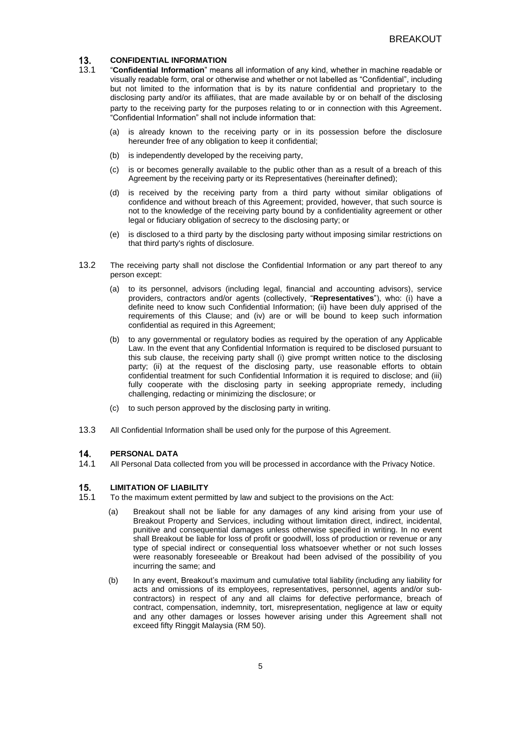## 13. CONFIDENTIAL INFORMATION

13.1 "**Confidential Information**" means all information of any kind, whether in machine readable or visually readable form, oral or otherwise and whether or not labelled as "Confidential", including but not limited to the information that is by its nature confidential and proprietary to the disclosing party and/or its affiliates, that are made available by or on behalf of the disclosing party to the receiving party for the purposes relating to or in connection with this Agreement. "Confidential Information" shall not include information that:

(a) is already known to the receiving party or in its possession before the disclosure hereunder free of any obligation to keep it confidential;

(b) is independently developed by the receiving party,

(c) is or becomes generally available to the public other than as a result of a breach of this Agreement by the receiving party or its Representatives (hereinafter defined);

(d) is received by the receiving party from a third party without similar obligations of confidence and without breach of this Agreement; provided, however, that such source is not to the knowledge of the receiving party bound by a confidentiality agreement or other legal or fiduciary obligation of secrecy to the disclosing party; or

(e) is disclosed to a third party by the disclosing party without imposing similar restrictions on that third party's rights of disclosure.

13.2 The receiving party shall not disclose the Confidential Information or any part thereof to any person except:

(a) to its personnel, advisors (including legal, financial and accounting advisors), service providers, contractors and/or agents (collectively, "**Representatives**"), who: (i) have a definite need to know such Confidential Information; (ii) have been duly apprised of the requirements of this Clause; and (iv) are or will be bound to keep such information confidential as required in this Agreement;

(b) to any governmental or regulatory bodies as required by the operation of any Applicable Law. In the event that any Confidential Information is required to be disclosed pursuant to this sub clause, the receiving party shall (i) give prompt written notice to the disclosing party; (ii) at the request of the disclosing party, use reasonable efforts to obtain confidential treatment for such Confidential Information it is required to disclose; and (iii) fully cooperate with the disclosing party in seeking appropriate remedy, including challenging, redacting or minimizing the disclosure; or

(c) to such person approved by the disclosing party in writing.

13.3 All Confidential Information shall be used only for the purpose of this Agreement.

## 14. PERSONAL DATA

14.1 All Personal Data collected from you will be processed in accordance with the Privacy Notice.

## 15. LIMITATION OF LIABILITY

15.1 To the maximum extent permitted by law and subject to the provisions on the Act:

(a) Breakout shall not be liable for any damages of any kind arising from your use of Breakout Property and Services, including without limitation direct, indirect, incidental, punitive and consequential damages unless otherwise specified in writing. In no event shall Breakout be liable for loss of profit or goodwill, loss of production or revenue or any type of special indirect or consequential loss whatsoever whether or not such losses were reasonably foreseeable or Breakout had been advised of the possibility of you incurring the same; and

(b) In any event, Breakout's maximum and cumulative total liability (including any liability for acts and omissions of its employees, representatives, personnel, agents and/or sub-contractors) in respect of any and all claims for defective performance, breach of contract, compensation, indemnity, tort, misrepresentation, negligence at law or equity and any other damages or losses however arising under this Agreement shall not exceed fifty Ringgit Malaysia (RM 50).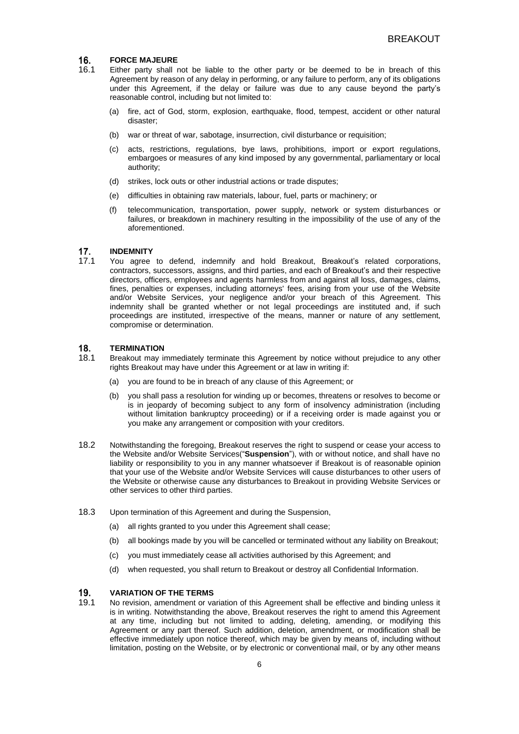## 16. FORCE MAJEURE

16.1 Either party shall not be liable to the other party or be deemed to be in breach of this Agreement by reason of any delay in performing, or any failure to perform, any of its obligations under this Agreement, if the delay or failure was due to any cause beyond the party's reasonable control, including but not limited to:

(a) fire, act of God, storm, explosion, earthquake, flood, tempest, accident or other natural disaster;

(b) war or threat of war, sabotage, insurrection, civil disturbance or requisition;

(c) acts, restrictions, regulations, bye laws, prohibitions, import or export regulations, embargoes or measures of any kind imposed by any governmental, parliamentary or local authority;

(d) strikes, lock outs or other industrial actions or trade disputes;

(e) difficulties in obtaining raw materials, labour, fuel, parts or machinery; or

(f) telecommunication, transportation, power supply, network or system disturbances or failures, or breakdown in machinery resulting in the impossibility of the use of any of the aforementioned.

## 17. INDEMNITY

17.1 You agree to defend, indemnify and hold Breakout, Breakout's related corporations, contractors, successors, assigns, and third parties, and each of Breakout's and their respective directors, officers, employees and agents harmless from and against all loss, damages, claims, fines, penalties or expenses, including attorneys' fees, arising from your use of the Website and/or Website Services, your negligence and/or your breach of this Agreement. This indemnity shall be granted whether or not legal proceedings are instituted and, if such proceedings are instituted, irrespective of the means, manner or nature of any settlement, compromise or determination.

## 18. TERMINATION

18.1 Breakout may immediately terminate this Agreement by notice without prejudice to any other rights Breakout may have under this Agreement or at law in writing if:

(a) you are found to be in breach of any clause of this Agreement; or

(b) you shall pass a resolution for winding up or becomes, threatens or resolves to become or is in jeopardy of becoming subject to any form of insolvency administration (including without limitation bankruptcy proceeding) or if a receiving order is made against you or you make any arrangement or composition with your creditors.

18.2 Notwithstanding the foregoing, Breakout reserves the right to suspend or cease your access to the Website and/or Website Services("**Suspension**"), with or without notice, and shall have no liability or responsibility to you in any manner whatsoever if Breakout is of reasonable opinion that your use of the Website and/or Website Services will cause disturbances to other users of the Website or otherwise cause any disturbances to Breakout in providing Website Services or other services to other third parties.

18.3 Upon termination of this Agreement and during the Suspension,

(a) all rights granted to you under this Agreement shall cease;

(b) all bookings made by you will be cancelled or terminated without any liability on Breakout;

(c) you must immediately cease all activities authorised by this Agreement; and

(d) when requested, you shall return to Breakout or destroy all Confidential Information.

## 19. VARIATION OF THE TERMS

19.1 No revision, amendment or variation of this Agreement shall be effective and binding unless it is in writing. Notwithstanding the above, Breakout reserves the right to amend this Agreement at any time, including but not limited to adding, deleting, amending, or modifying this Agreement or any part thereof. Such addition, deletion, amendment, or modification shall be effective immediately upon notice thereof, which may be given by means of, including without limitation, posting on the Website, or by electronic or conventional mail, or by any other means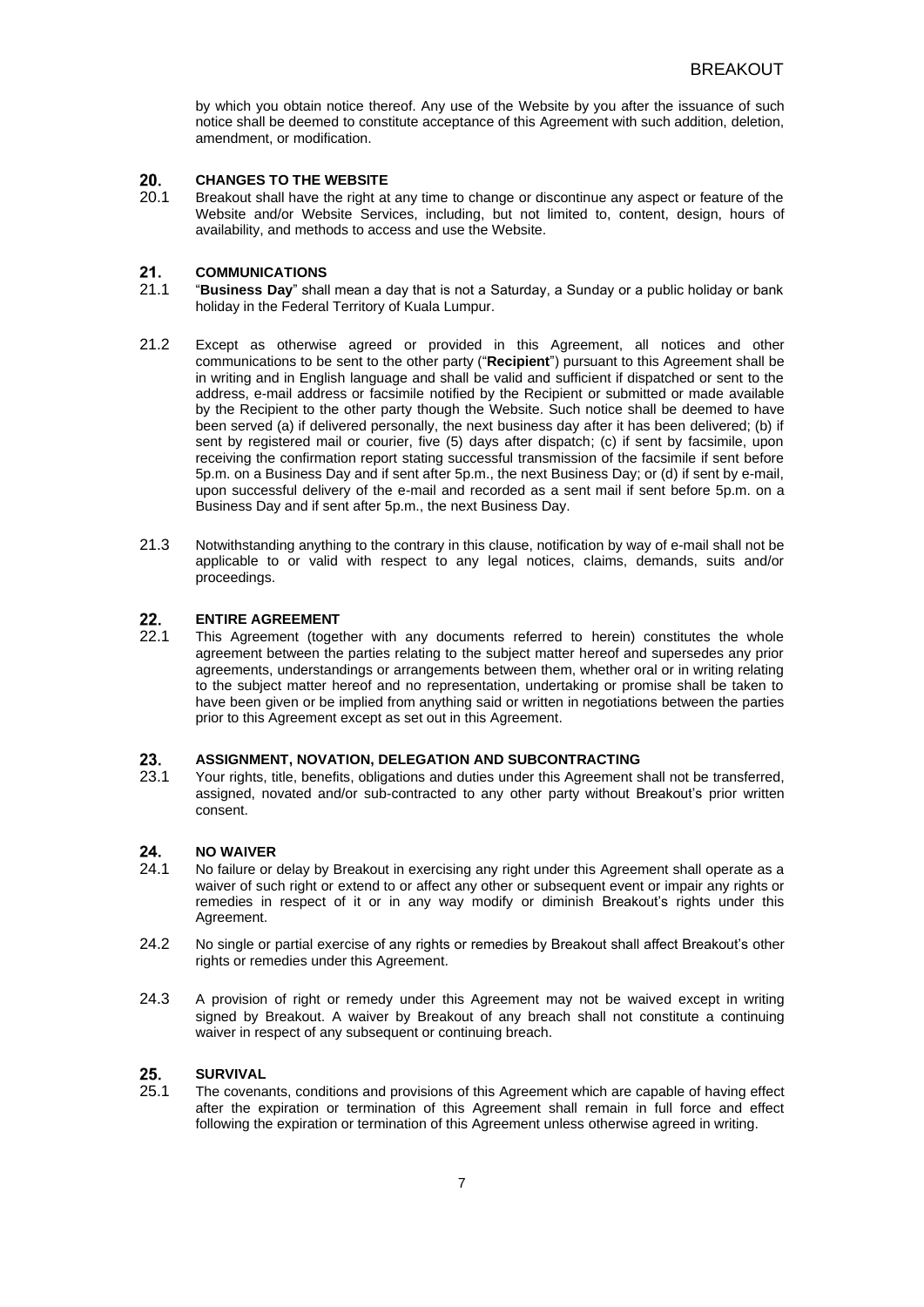by which you obtain notice thereof. Any use of the Website by you after the issuance of such notice shall be deemed to constitute acceptance of this Agreement with such addition, deletion, amendment, or modification.

## 20. CHANGES TO THE WEBSITE

20.1 Breakout shall have the right at any time to change or discontinue any aspect or feature of the Website and/or Website Services, including, but not limited to, content, design, hours of availability, and methods to access and use the Website.

## 21. COMMUNICATIONS

21.1 "**Business Day**" shall mean a day that is not a Saturday, a Sunday or a public holiday or bank holiday in the Federal Territory of Kuala Lumpur.

21.2 Except as otherwise agreed or provided in this Agreement, all notices and other communications to be sent to the other party ("**Recipient**") pursuant to this Agreement shall be in writing and in English language and shall be valid and sufficient if dispatched or sent to the address, e-mail address or facsimile notified by the Recipient or submitted or made available by the Recipient to the other party though the Website. Such notice shall be deemed to have been served (a) if delivered personally, the next business day after it has been delivered; (b) if sent by registered mail or courier, five (5) days after dispatch; (c) if sent by facsimile, upon receiving the confirmation report stating successful transmission of the facsimile if sent before 5p.m. on a Business Day and if sent after 5p.m., the next Business Day; or (d) if sent by e-mail, upon successful delivery of the e-mail and recorded as a sent mail if sent before 5p.m. on a Business Day and if sent after 5p.m., the next Business Day.

21.3 Notwithstanding anything to the contrary in this clause, notification by way of e-mail shall not be applicable to or valid with respect to any legal notices, claims, demands, suits and/or proceedings.

## 22. ENTIRE AGREEMENT

22.1 This Agreement (together with any documents referred to herein) constitutes the whole agreement between the parties relating to the subject matter hereof and supersedes any prior agreements, understandings or arrangements between them, whether oral or in writing relating to the subject matter hereof and no representation, undertaking or promise shall be taken to have been given or be implied from anything said or written in negotiations between the parties prior to this Agreement except as set out in this Agreement.

## 23. ASSIGNMENT, NOVATION, DELEGATION AND SUBCONTRACTING

23.1 Your rights, title, benefits, obligations and duties under this Agreement shall not be transferred, assigned, novated and/or sub-contracted to any other party without Breakout's prior written consent.

## 24. NO WAIVER

24.1 No failure or delay by Breakout in exercising any right under this Agreement shall operate as a waiver of such right or extend to or affect any other or subsequent event or impair any rights or remedies in respect of it or in any way modify or diminish Breakout's rights under this Agreement.

24.2 No single or partial exercise of any rights or remedies by Breakout shall affect Breakout's other rights or remedies under this Agreement.

24.3 A provision of right or remedy under this Agreement may not be waived except in writing signed by Breakout. A waiver by Breakout of any breach shall not constitute a continuing waiver in respect of any subsequent or continuing breach.

## 25. SURVIVAL

25.1 The covenants, conditions and provisions of this Agreement which are capable of having effect after the expiration or termination of this Agreement shall remain in full force and effect following the expiration or termination of this Agreement unless otherwise agreed in writing.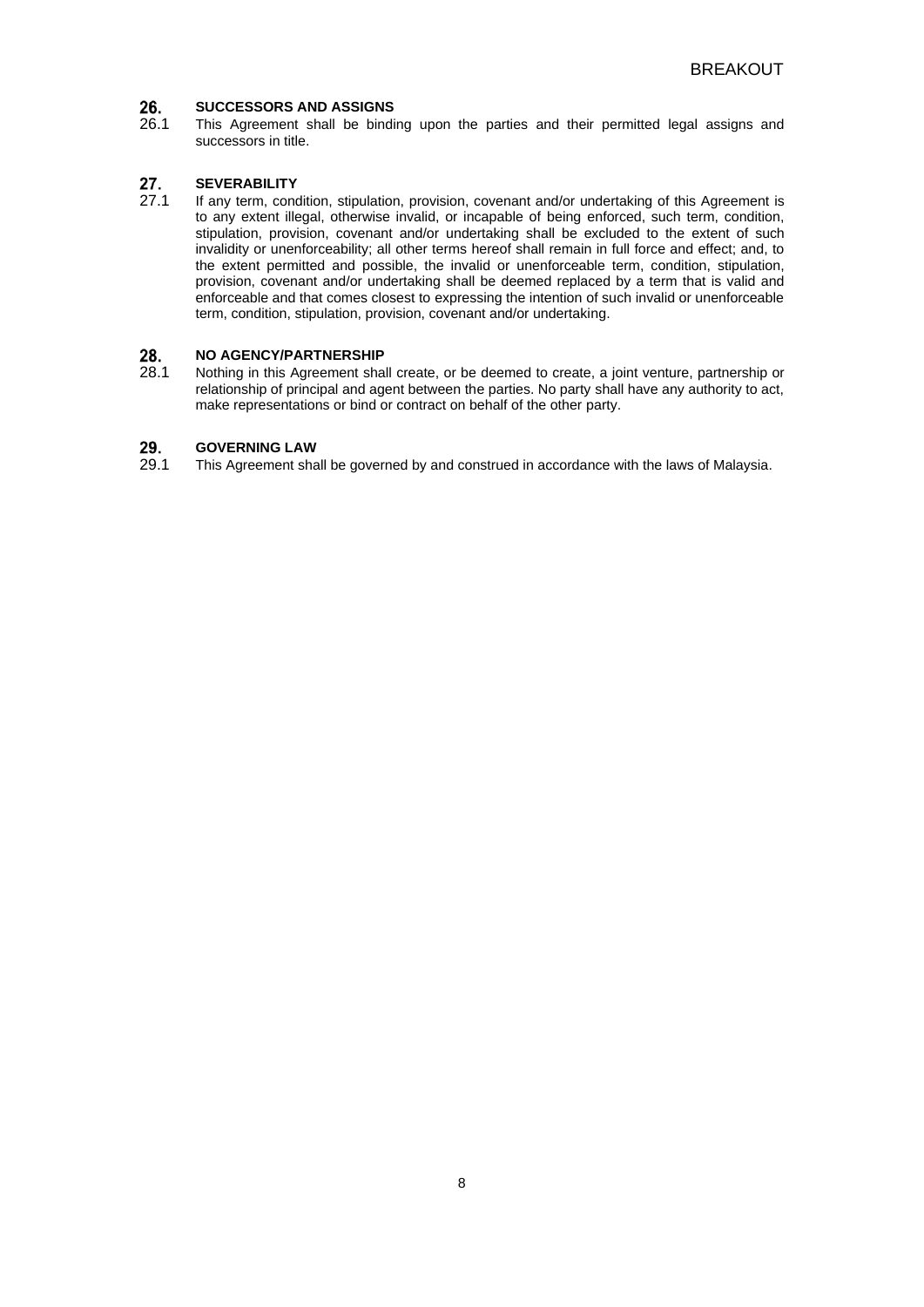## 26. SUCCESSORS AND ASSIGNS

26.1 This Agreement shall be binding upon the parties and their permitted legal assigns and successors in title.

## 27. SEVERABILITY

27.1 If any term, condition, stipulation, provision, covenant and/or undertaking of this Agreement is to any extent illegal, otherwise invalid, or incapable of being enforced, such term, condition, stipulation, provision, covenant and/or undertaking shall be excluded to the extent of such invalidity or unenforceability; all other terms hereof shall remain in full force and effect; and, to the extent permitted and possible, the invalid or unenforceable term, condition, stipulation, provision, covenant and/or undertaking shall be deemed replaced by a term that is valid and enforceable and that comes closest to expressing the intention of such invalid or unenforceable term, condition, stipulation, provision, covenant and/or undertaking.

## 28. NO AGENCY/PARTNERSHIP

28.1 Nothing in this Agreement shall create, or be deemed to create, a joint venture, partnership or relationship of principal and agent between the parties. No party shall have any authority to act, make representations or bind or contract on behalf of the other party.

## 29. GOVERNING LAW

29.1 This Agreement shall be governed by and construed in accordance with the laws of Malaysia.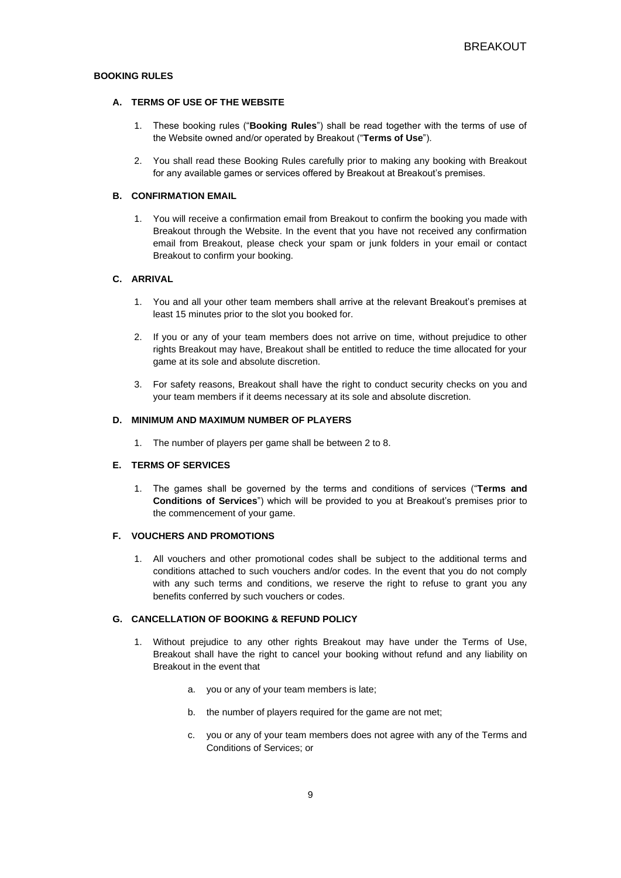## BOOKING RULES

### A. TERMS OF USE OF THE WEBSITE

1. These booking rules ("**Booking Rules**") shall be read together with the terms of use of the Website owned and/or operated by Breakout ("**Terms of Use**").

2. You shall read these Booking Rules carefully prior to making any booking with Breakout for any available games or services offered by Breakout at Breakout's premises.

### B. CONFIRMATION EMAIL

1. You will receive a confirmation email from Breakout to confirm the booking you made with Breakout through the Website. In the event that you have not received any confirmation email from Breakout, please check your spam or junk folders in your email or contact Breakout to confirm your booking.

### C. ARRIVAL

1. You and all your other team members shall arrive at the relevant Breakout's premises at least 15 minutes prior to the slot you booked for.

2. If you or any of your team members does not arrive on time, without prejudice to other rights Breakout may have, Breakout shall be entitled to reduce the time allocated for your game at its sole and absolute discretion.

3. For safety reasons, Breakout shall have the right to conduct security checks on you and your team members if it deems necessary at its sole and absolute discretion.

### D. MINIMUM AND MAXIMUM NUMBER OF PLAYERS

1. The number of players per game shall be between 2 to 8.

### E. TERMS OF SERVICES

1. The games shall be governed by the terms and conditions of services ("**Terms and Conditions of Services**") which will be provided to you at Breakout's premises prior to the commencement of your game.

### F. VOUCHERS AND PROMOTIONS

1. All vouchers and other promotional codes shall be subject to the additional terms and conditions attached to such vouchers and/or codes. In the event that you do not comply with any such terms and conditions, we reserve the right to refuse to grant you any benefits conferred by such vouchers or codes.

### G. CANCELLATION OF BOOKING & REFUND POLICY

1. Without prejudice to any other rights Breakout may have under the Terms of Use, Breakout shall have the right to cancel your booking without refund and any liability on Breakout in the event that

   a. you or any of your team members is late;

   b. the number of players required for the game are not met;

   c. you or any of your team members does not agree with any of the Terms and Conditions of Services; or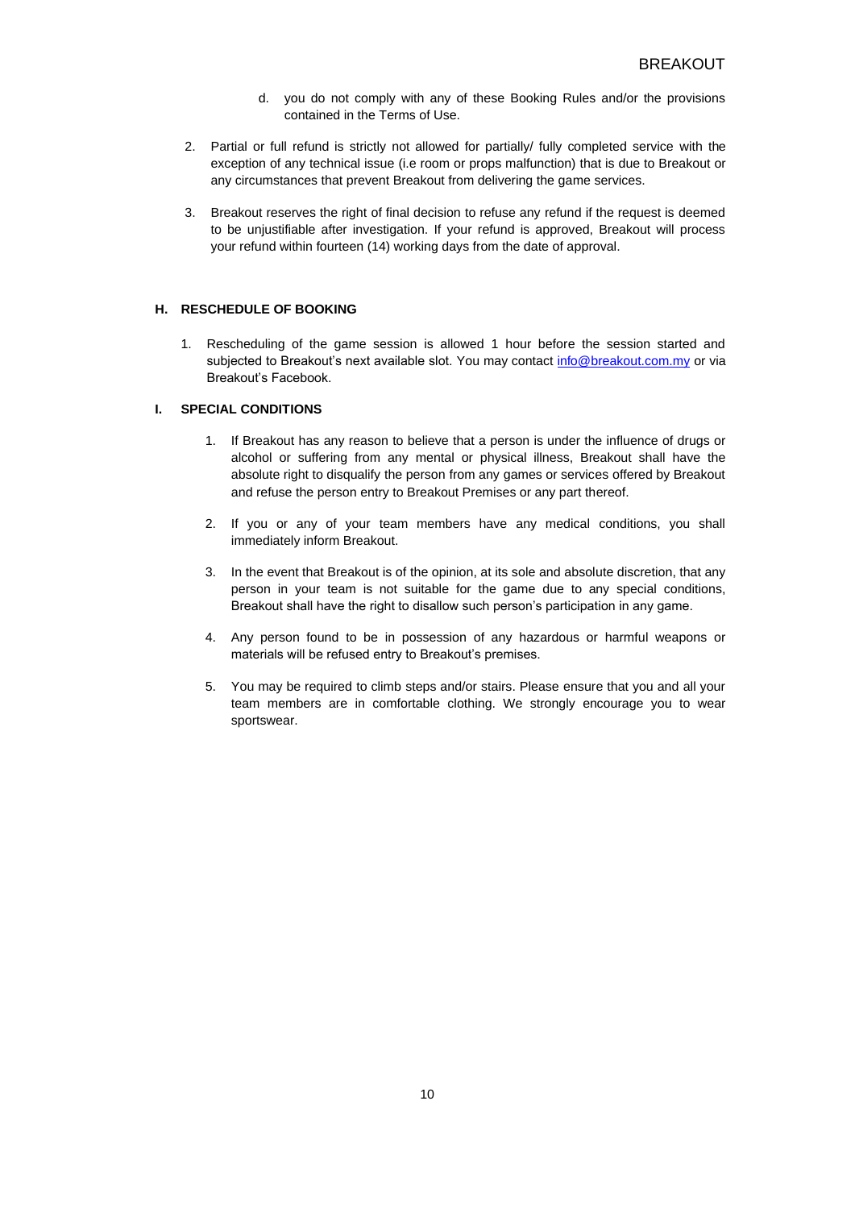d. you do not comply with any of these Booking Rules and/or the provisions contained in the Terms of Use.

2. Partial or full refund is strictly not allowed for partially/ fully completed service with the exception of any technical issue (i.e room or props malfunction) that is due to Breakout or any circumstances that prevent Breakout from delivering the game services.

3. Breakout reserves the right of final decision to refuse any refund if the request is deemed to be unjustifiable after investigation. If your refund is approved, Breakout will process your refund within fourteen (14) working days from the date of approval.

## H. RESCHEDULE OF BOOKING

1. Rescheduling of the game session is allowed 1 hour before the session started and subjected to Breakout's next available slot. You may contact [info@breakout.com.my](mailto:info@breakout.com.my) or via Breakout's Facebook.

## I. SPECIAL CONDITIONS

1. If Breakout has any reason to believe that a person is under the influence of drugs or alcohol or suffering from any mental or physical illness, Breakout shall have the absolute right to disqualify the person from any games or services offered by Breakout and refuse the person entry to Breakout Premises or any part thereof.

2. If you or any of your team members have any medical conditions, you shall immediately inform Breakout.

3. In the event that Breakout is of the opinion, at its sole and absolute discretion, that any person in your team is not suitable for the game due to any special conditions, Breakout shall have the right to disallow such person's participation in any game.

4. Any person found to be in possession of any hazardous or harmful weapons or materials will be refused entry to Breakout's premises.

5. You may be required to climb steps and/or stairs. Please ensure that you and all your team members are in comfortable clothing. We strongly encourage you to wear sportswear.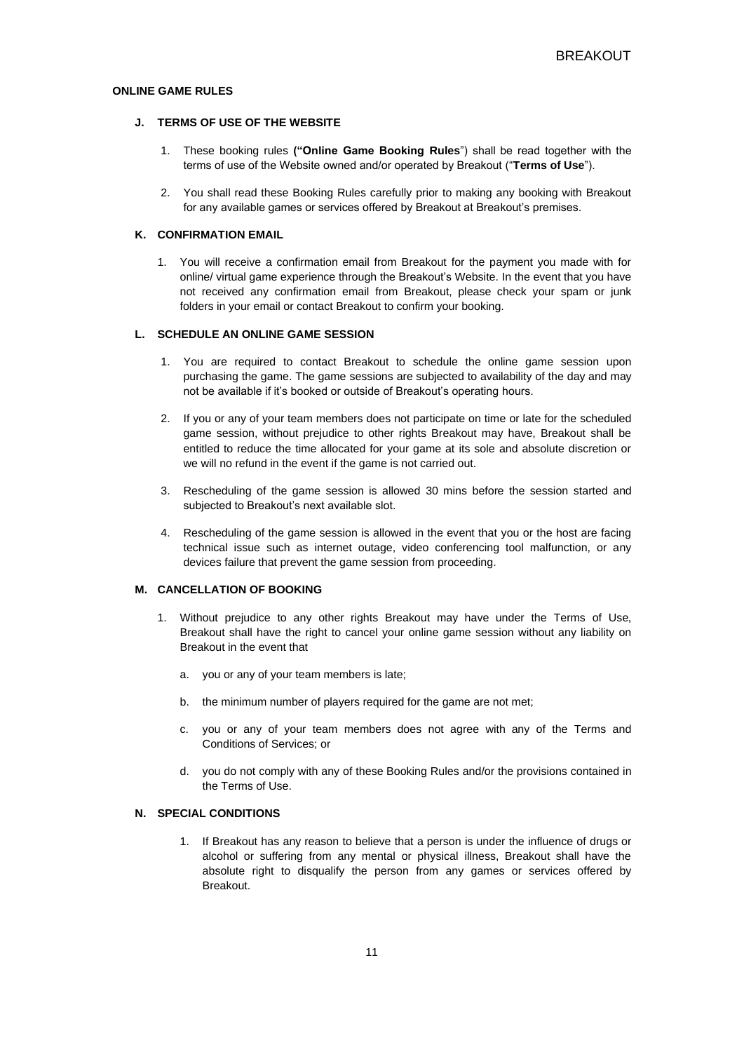**ONLINE GAME RULES**

**J. TERMS OF USE OF THE WEBSITE**

1. These booking rules **("Online Game Booking Rules**") shall be read together with the terms of use of the Website owned and/or operated by Breakout ("**Terms of Use**").

2. You shall read these Booking Rules carefully prior to making any booking with Breakout for any available games or services offered by Breakout at Breakout's premises.

**K. CONFIRMATION EMAIL**

1. You will receive a confirmation email from Breakout for the payment you made with for online/ virtual game experience through the Breakout's Website. In the event that you have not received any confirmation email from Breakout, please check your spam or junk folders in your email or contact Breakout to confirm your booking.

**L. SCHEDULE AN ONLINE GAME SESSION**

1. You are required to contact Breakout to schedule the online game session upon purchasing the game. The game sessions are subjected to availability of the day and may not be available if it's booked or outside of Breakout's operating hours.

2. If you or any of your team members does not participate on time or late for the scheduled game session, without prejudice to other rights Breakout may have, Breakout shall be entitled to reduce the time allocated for your game at its sole and absolute discretion or we will no refund in the event if the game is not carried out.

3. Rescheduling of the game session is allowed 30 mins before the session started and subjected to Breakout's next available slot.

4. Rescheduling of the game session is allowed in the event that you or the host are facing technical issue such as internet outage, video conferencing tool malfunction, or any devices failure that prevent the game session from proceeding.

**M. CANCELLATION OF BOOKING**

1. Without prejudice to any other rights Breakout may have under the Terms of Use, Breakout shall have the right to cancel your online game session without any liability on Breakout in the event that

   a. you or any of your team members is late;

   b. the minimum number of players required for the game are not met;

   c. you or any of your team members does not agree with any of the Terms and Conditions of Services; or

   d. you do not comply with any of these Booking Rules and/or the provisions contained in the Terms of Use.

**N. SPECIAL CONDITIONS**

1. If Breakout has any reason to believe that a person is under the influence of drugs or alcohol or suffering from any mental or physical illness, Breakout shall have the absolute right to disqualify the person from any games or services offered by Breakout.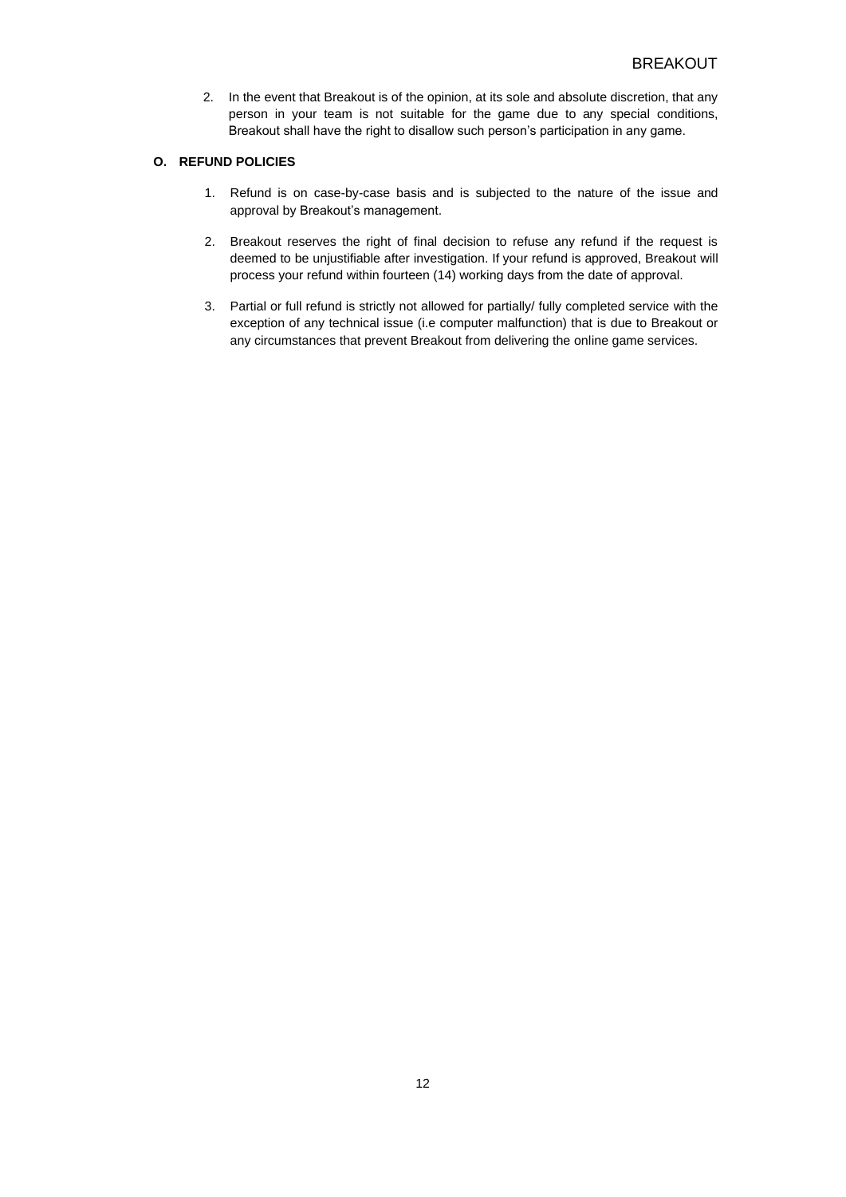2. In the event that Breakout is of the opinion, at its sole and absolute discretion, that any person in your team is not suitable for the game due to any special conditions, Breakout shall have the right to disallow such person's participation in any game.

### O. REFUND POLICIES

1. Refund is on case-by-case basis and is subjected to the nature of the issue and approval by Breakout's management.

2. Breakout reserves the right of final decision to refuse any refund if the request is deemed to be unjustifiable after investigation. If your refund is approved, Breakout will process your refund within fourteen (14) working days from the date of approval.

3. Partial or full refund is strictly not allowed for partially/ fully completed service with the exception of any technical issue (i.e computer malfunction) that is due to Breakout or any circumstances that prevent Breakout from delivering the online game services.